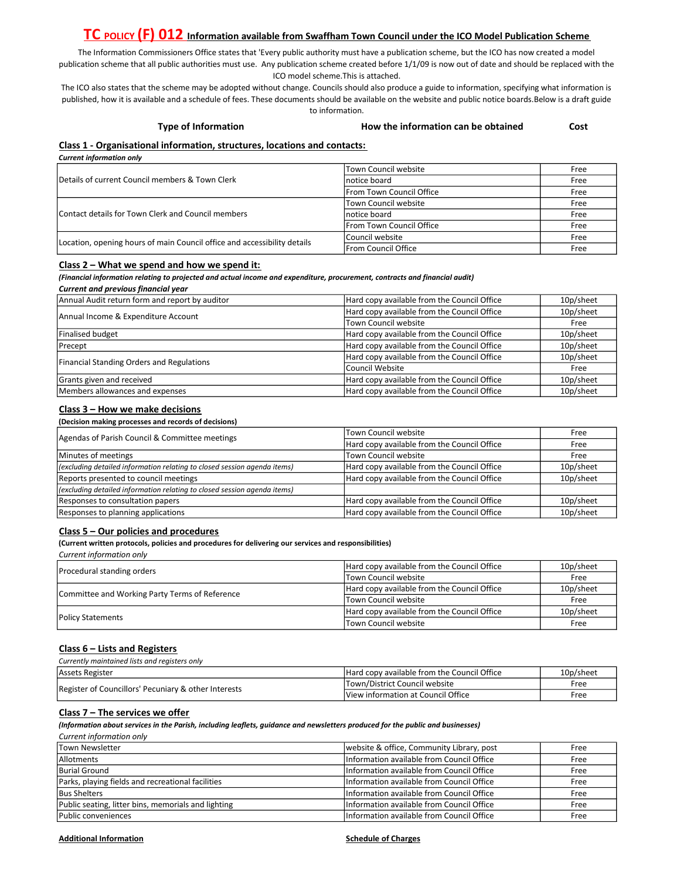# TC POLICY (F) 012 Information available from Swaffham Town Council under the ICO Model Publication Scheme

The Information Commissioners Office states that 'Every public authority must have a publication scheme, but the ICO has now created a model publication scheme that all public authorities must use. Any publication scheme created before 1/1/09 is now out of date and should be replaced with the ICO model scheme.This is attached.

The ICO also states that the scheme may be adopted without change. Councils should also produce a guide to information, specifying what information is published, how it is available and a schedule of fees. These documents should be available on the website and public notice boards.Below is a draft guide to information.

**Type of Information** | **How the information can be obtained** | **Cost**

## Class 1 - Organisational information, structures, locations and contacts:

***Current information only***

| Type of Information | How the information can be obtained | Cost |
|---|---|---|
| Details of current Council members & Town Clerk | Town Council website | Free |
| | notice board | Free |
| | From Town Council Office | Free |
| Contact details for Town Clerk and Council members | Town Council website | Free |
| | notice board | Free |
| | From Town Council Office | Free |
| Location, opening hours of main Council office and accessibility details | Council website | Free |
| | From Council Office | Free |

## Class 2 – What we spend and how we spend it:

***(Financial information relating to projected and actual income and expenditure, procurement, contracts and financial audit)***

***Current and previous financial year***

| Type of Information | How the information can be obtained | Cost |
|---|---|---|
| Annual Audit return form and report by auditor | Hard copy available from the Council Office | 10p/sheet |
| Annual Income & Expenditure Account | Hard copy available from the Council Office | 10p/sheet |
| | Town Council website | Free |
| Finalised budget | Hard copy available from the Council Office | 10p/sheet |
| Precept | Hard copy available from the Council Office | 10p/sheet |
| Financial Standing Orders and Regulations | Hard copy available from the Council Office | 10p/sheet |
| | Council Website | Free |
| Grants given and received | Hard copy available from the Council Office | 10p/sheet |
| Members allowances and expenses | Hard copy available from the Council Office | 10p/sheet |

## Class 3 – How we make decisions

**(Decision making processes and records of decisions)**

| Type of Information | How the information can be obtained | Cost |
|---|---|---|
| Agendas of Parish Council & Committee meetings | Town Council website | Free |
| | Hard copy available from the Council Office | Free |
| Minutes of meetings | Town Council website | Free |
| *(excluding detailed information relating to closed session agenda items)* | Hard copy available from the Council Office | 10p/sheet |
| Reports presented to council meetings | Hard copy available from the Council Office | 10p/sheet |
| *(excluding detailed information relating to closed session agenda items)* | | |
| Responses to consultation papers | Hard copy available from the Council Office | 10p/sheet |
| Responses to planning applications | Hard copy available from the Council Office | 10p/sheet |

## Class 5 – Our policies and procedures

**(Current written protocols, policies and procedures for delivering our services and responsibilities)**

*Current information only*

| Type of Information | How the information can be obtained | Cost |
|---|---|---|
| Procedural standing orders | Hard copy available from the Council Office | 10p/sheet |
| | Town Council website | Free |
| Committee and Working Party Terms of Reference | Hard copy available from the Council Office | 10p/sheet |
| | Town Council website | Free |
| Policy Statements | Hard copy available from the Council Office | 10p/sheet |
| | Town Council website | Free |

## Class 6 – Lists and Registers

*Currently maintained lists and registers only*

| Type of Information | How the information can be obtained | Cost |
|---|---|---|
| Assets Register | Hard copy available from the Council Office | 10p/sheet |
| Register of Councillors' Pecuniary & other Interests | Town/District Council website | Free |
| | View information at Council Office | Free |

## Class 7 – The services we offer

***(Information about services in the Parish, including leaflets, guidance and newsletters produced for the public and businesses)***

*Current information only*

| Type of Information | How the information can be obtained | Cost |
|---|---|---|
| Town Newsletter | website & office, Community Library, post | Free |
| Allotments | Information available from Council Office | Free |
| Burial Ground | Information available from Council Office | Free |
| Parks, playing fields and recreational facilities | Information available from Council Office | Free |
| Bus Shelters | Information available from Council Office | Free |
| Public seating, litter bins, memorials and lighting | Information available from Council Office | Free |
| Public conveniences | Information available from Council Office | Free |

**Additional Information**

**Schedule of Charges**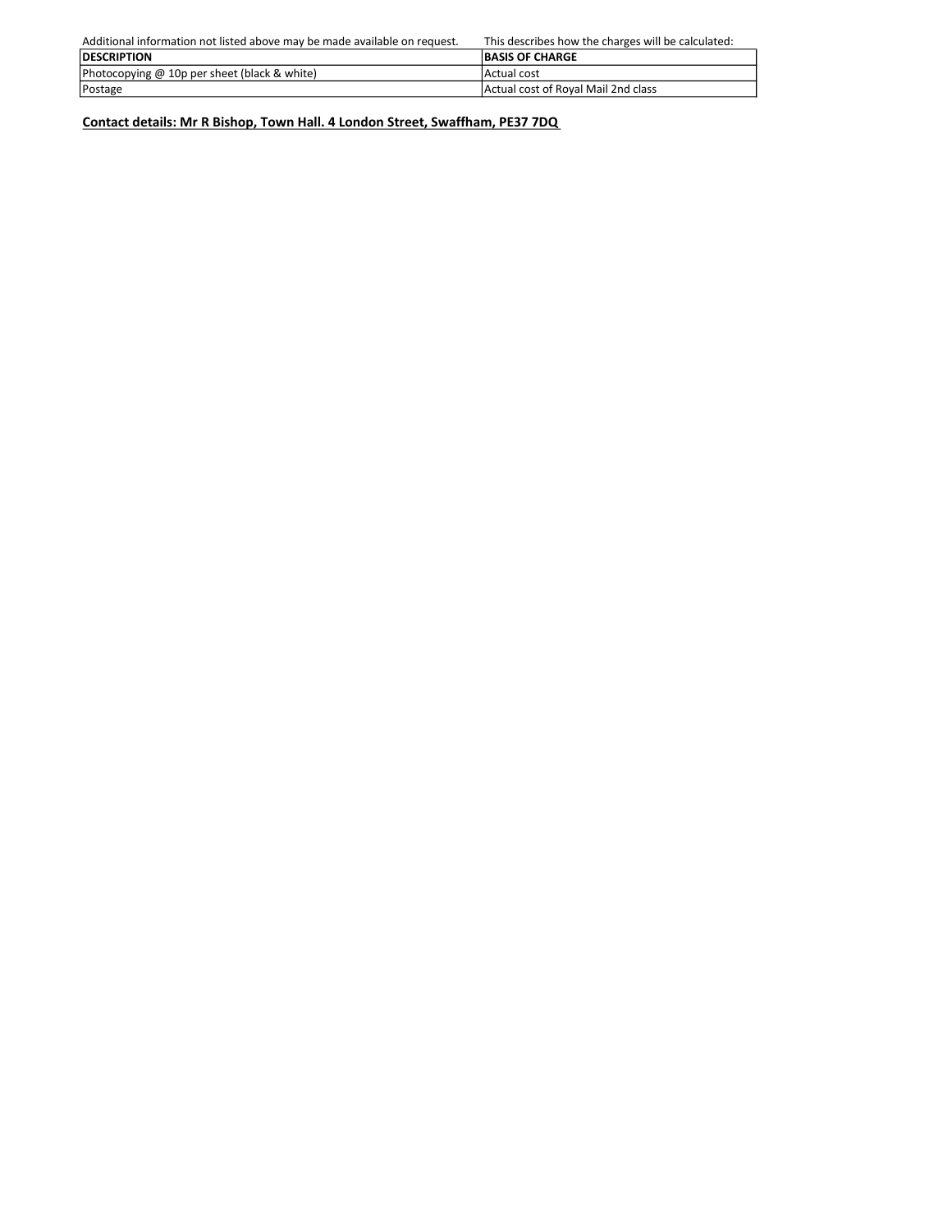Additional information not listed above may be made available on request. This describes how the charges will be calculated:

| DESCRIPTION | BASIS OF CHARGE |
|---|---|
| Photocopying @ 10p per sheet (black & white) | Actual cost |
| Postage | Actual cost of Royal Mail 2nd class |

**Contact details: Mr R Bishop, Town Hall. 4 London Street, Swaffham, PE37 7DQ**